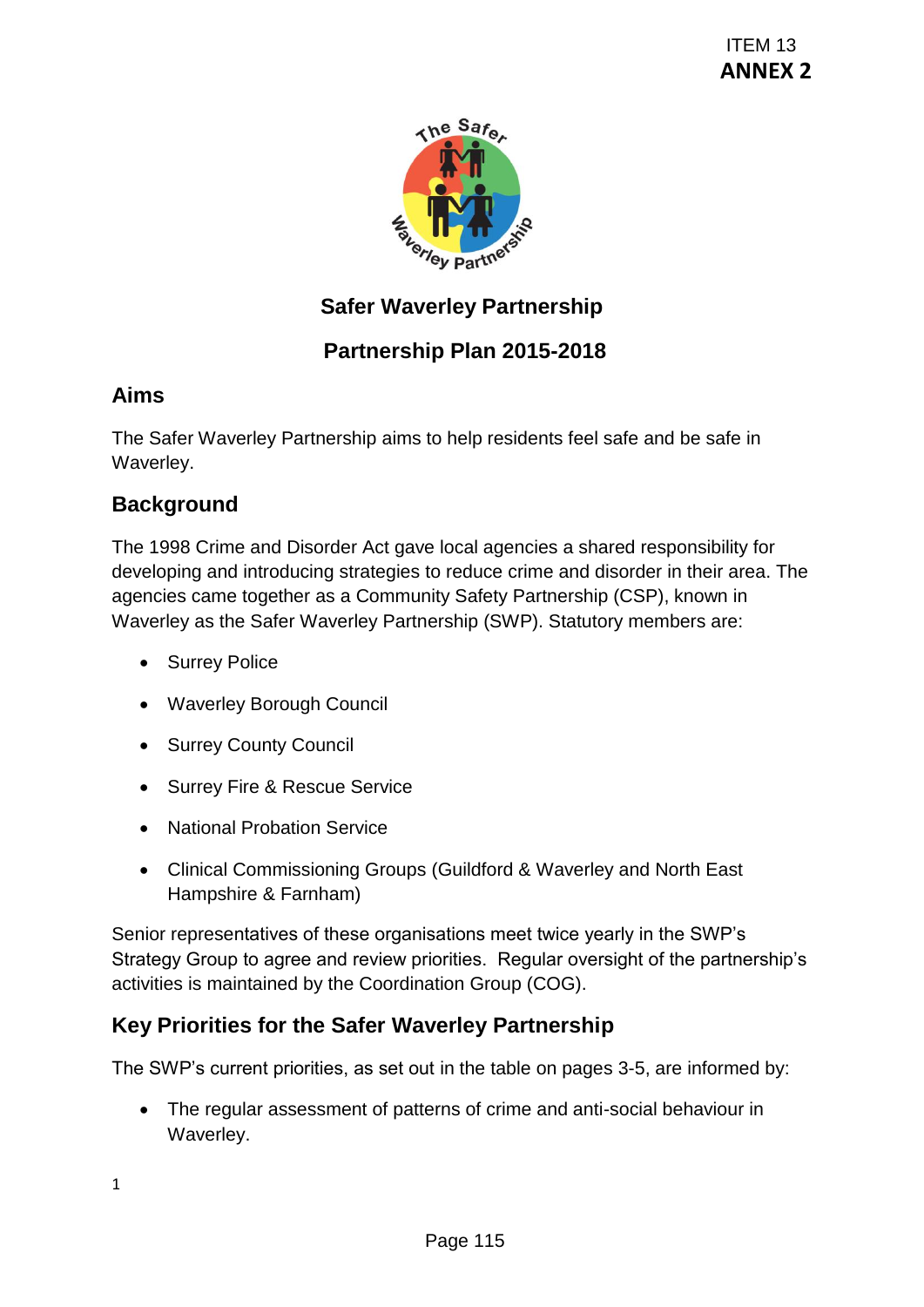ITEM 13
**ANNEX 2**

# Safer Waverley Partnership

# Partnership Plan 2015-2018

## Aims

The Safer Waverley Partnership aims to help residents feel safe and be safe in Waverley.

## Background

The 1998 Crime and Disorder Act gave local agencies a shared responsibility for developing and introducing strategies to reduce crime and disorder in their area. The agencies came together as a Community Safety Partnership (CSP), known in Waverley as the Safer Waverley Partnership (SWP). Statutory members are:

- Surrey Police
- Waverley Borough Council
- Surrey County Council
- Surrey Fire & Rescue Service
- National Probation Service
- Clinical Commissioning Groups (Guildford & Waverley and North East Hampshire & Farnham)

Senior representatives of these organisations meet twice yearly in the SWP's Strategy Group to agree and review priorities. Regular oversight of the partnership's activities is maintained by the Coordination Group (COG).

## Key Priorities for the Safer Waverley Partnership

The SWP's current priorities, as set out in the table on pages 3-5, are informed by:

- The regular assessment of patterns of crime and anti-social behaviour in Waverley.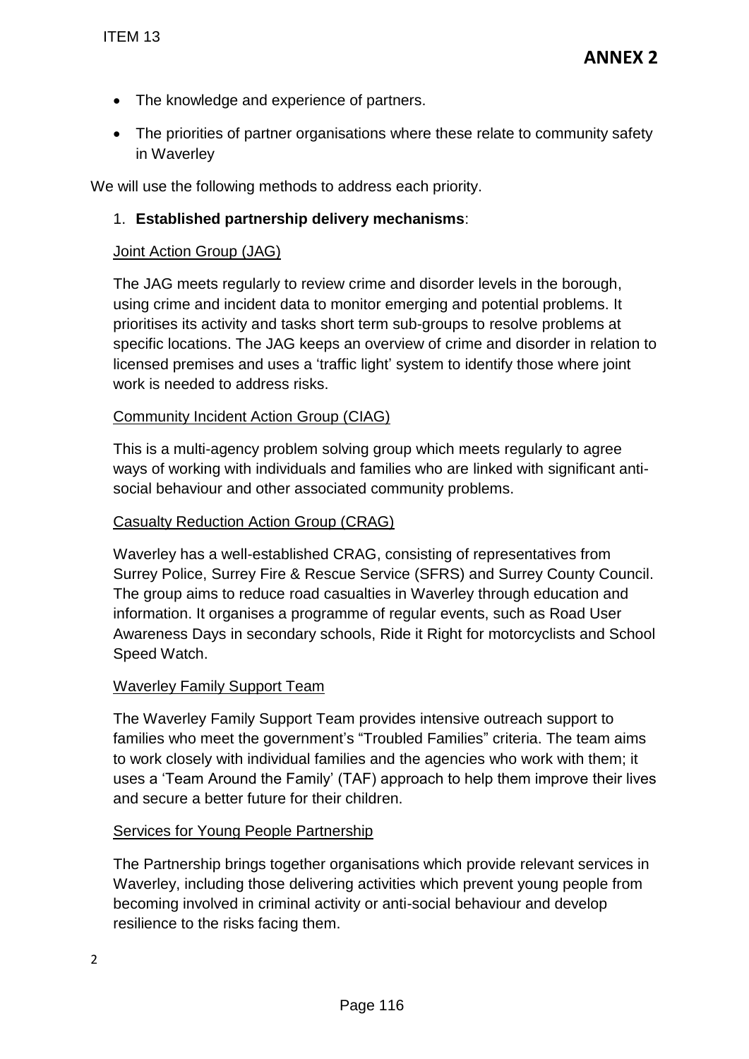- The knowledge and experience of partners.
- The priorities of partner organisations where these relate to community safety in Waverley

We will use the following methods to address each priority.

1. **Established partnership delivery mechanisms**:

<u>Joint Action Group (JAG)</u>

The JAG meets regularly to review crime and disorder levels in the borough, using crime and incident data to monitor emerging and potential problems. It prioritises its activity and tasks short term sub-groups to resolve problems at specific locations. The JAG keeps an overview of crime and disorder in relation to licensed premises and uses a 'traffic light' system to identify those where joint work is needed to address risks.

<u>Community Incident Action Group (CIAG)</u>

This is a multi-agency problem solving group which meets regularly to agree ways of working with individuals and families who are linked with significant anti-social behaviour and other associated community problems.

<u>Casualty Reduction Action Group (CRAG)</u>

Waverley has a well-established CRAG, consisting of representatives from Surrey Police, Surrey Fire & Rescue Service (SFRS) and Surrey County Council. The group aims to reduce road casualties in Waverley through education and information. It organises a programme of regular events, such as Road User Awareness Days in secondary schools, Ride it Right for motorcyclists and School Speed Watch.

<u>Waverley Family Support Team</u>

The Waverley Family Support Team provides intensive outreach support to families who meet the government's "Troubled Families" criteria. The team aims to work closely with individual families and the agencies who work with them; it uses a 'Team Around the Family' (TAF) approach to help them improve their lives and secure a better future for their children.

<u>Services for Young People Partnership</u>

The Partnership brings together organisations which provide relevant services in Waverley, including those delivering activities which prevent young people from becoming involved in criminal activity or anti-social behaviour and develop resilience to the risks facing them.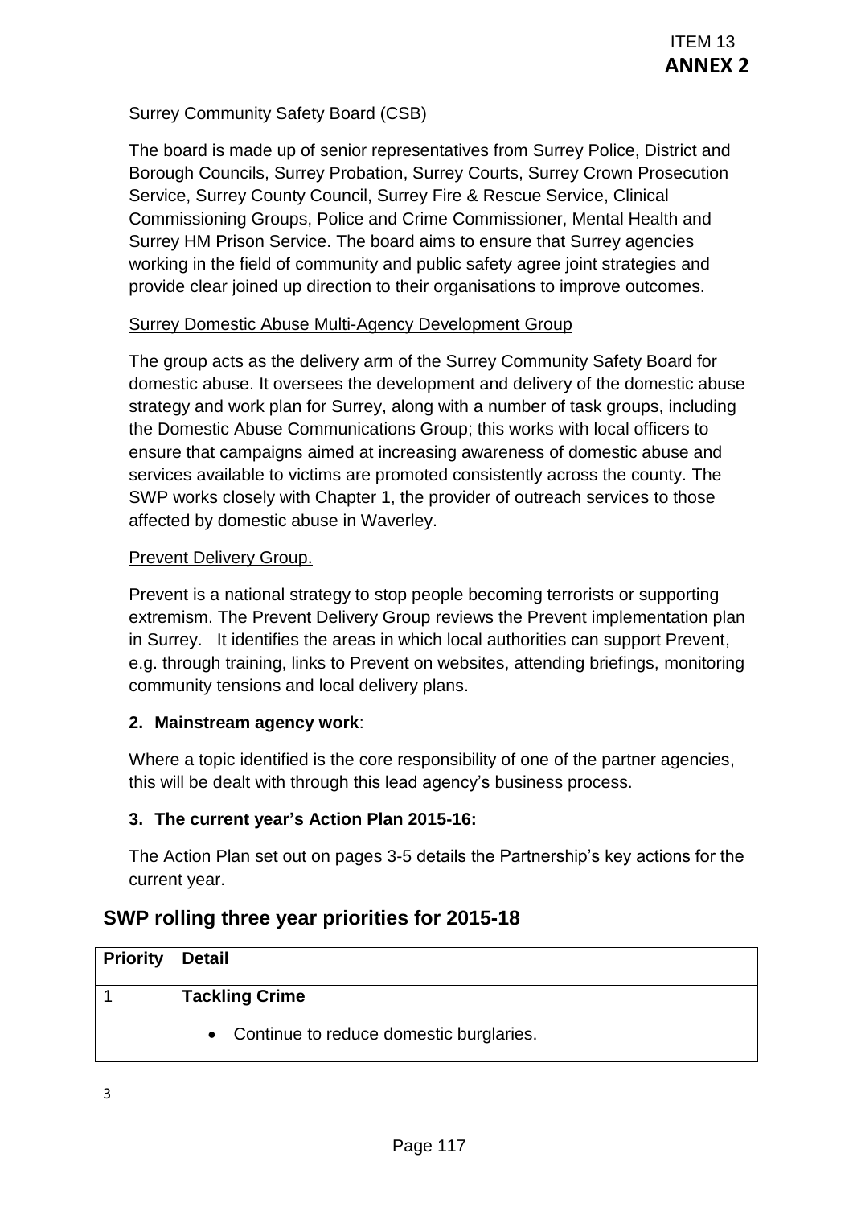Surrey Community Safety Board (CSB)

The board is made up of senior representatives from Surrey Police, District and Borough Councils, Surrey Probation, Surrey Courts, Surrey Crown Prosecution Service, Surrey County Council, Surrey Fire & Rescue Service, Clinical Commissioning Groups, Police and Crime Commissioner, Mental Health and Surrey HM Prison Service. The board aims to ensure that Surrey agencies working in the field of community and public safety agree joint strategies and provide clear joined up direction to their organisations to improve outcomes.

Surrey Domestic Abuse Multi-Agency Development Group

The group acts as the delivery arm of the Surrey Community Safety Board for domestic abuse. It oversees the development and delivery of the domestic abuse strategy and work plan for Surrey, along with a number of task groups, including the Domestic Abuse Communications Group; this works with local officers to ensure that campaigns aimed at increasing awareness of domestic abuse and services available to victims are promoted consistently across the county. The SWP works closely with Chapter 1, the provider of outreach services to those affected by domestic abuse in Waverley.

Prevent Delivery Group.

Prevent is a national strategy to stop people becoming terrorists or supporting extremism. The Prevent Delivery Group reviews the Prevent implementation plan in Surrey. It identifies the areas in which local authorities can support Prevent, e.g. through training, links to Prevent on websites, attending briefings, monitoring community tensions and local delivery plans.

**2. Mainstream agency work**:

Where a topic identified is the core responsibility of one of the partner agencies, this will be dealt with through this lead agency's business process.

**3. The current year's Action Plan 2015-16:**

The Action Plan set out on pages 3-5 details the Partnership's key actions for the current year.

## SWP rolling three year priorities for 2015-18

| Priority | Detail |
|---|---|
| 1 | **Tackling Crime**<br>• Continue to reduce domestic burglaries. |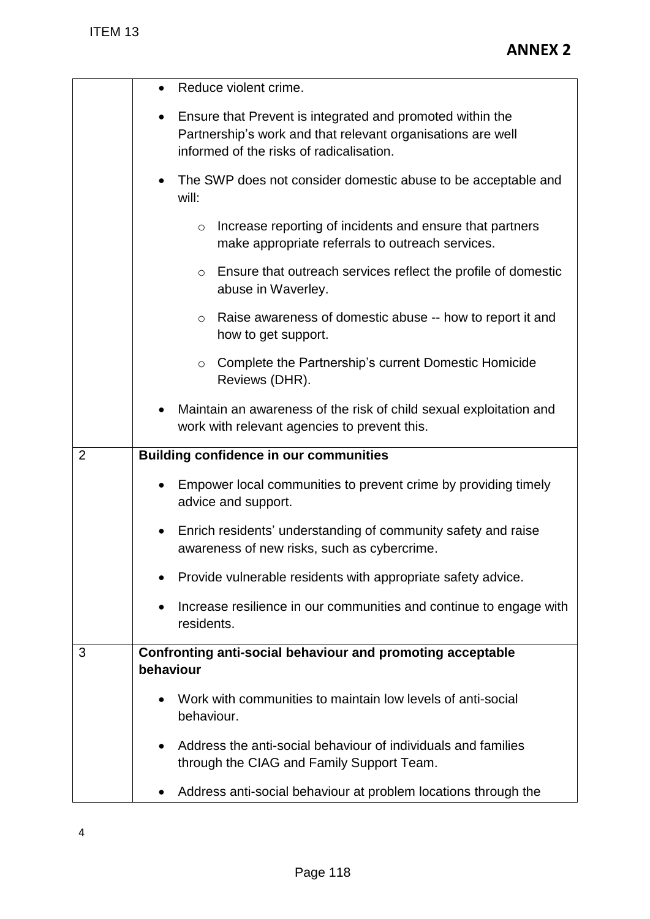| | |
|---|---|
| | • Reduce violent crime.<br>• Ensure that Prevent is integrated and promoted within the Partnership's work and that relevant organisations are well informed of the risks of radicalisation.<br>• The SWP does not consider domestic abuse to be acceptable and will:<br>  ○ Increase reporting of incidents and ensure that partners make appropriate referrals to outreach services.<br>  ○ Ensure that outreach services reflect the profile of domestic abuse in Waverley.<br>  ○ Raise awareness of domestic abuse -- how to report it and how to get support.<br>  ○ Complete the Partnership's current Domestic Homicide Reviews (DHR).<br>• Maintain an awareness of the risk of child sexual exploitation and work with relevant agencies to prevent this. |
| 2 | **Building confidence in our communities**<br>• Empower local communities to prevent crime by providing timely advice and support.<br>• Enrich residents' understanding of community safety and raise awareness of new risks, such as cybercrime.<br>• Provide vulnerable residents with appropriate safety advice.<br>• Increase resilience in our communities and continue to engage with residents. |
| 3 | **Confronting anti-social behaviour and promoting acceptable behaviour**<br>• Work with communities to maintain low levels of anti-social behaviour.<br>• Address the anti-social behaviour of individuals and families through the CIAG and Family Support Team.<br>• Address anti-social behaviour at problem locations through the |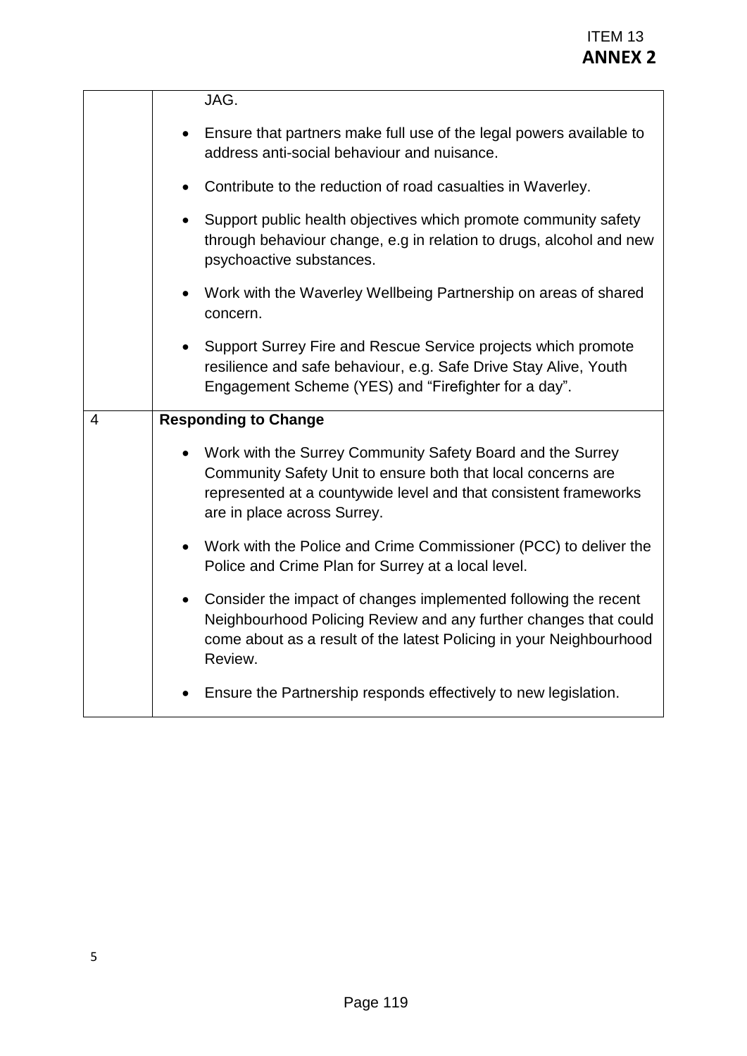| | |
|---|---|
| | JAG.<br><br>• Ensure that partners make full use of the legal powers available to address anti-social behaviour and nuisance.<br><br>• Contribute to the reduction of road casualties in Waverley.<br><br>• Support public health objectives which promote community safety through behaviour change, e.g in relation to drugs, alcohol and new psychoactive substances.<br><br>• Work with the Waverley Wellbeing Partnership on areas of shared concern.<br><br>• Support Surrey Fire and Rescue Service projects which promote resilience and safe behaviour, e.g. Safe Drive Stay Alive, Youth Engagement Scheme (YES) and "Firefighter for a day". |
| 4 | **Responding to Change**<br><br>• Work with the Surrey Community Safety Board and the Surrey Community Safety Unit to ensure both that local concerns are represented at a countywide level and that consistent frameworks are in place across Surrey.<br><br>• Work with the Police and Crime Commissioner (PCC) to deliver the Police and Crime Plan for Surrey at a local level.<br><br>• Consider the impact of changes implemented following the recent Neighbourhood Policing Review and any further changes that could come about as a result of the latest Policing in your Neighbourhood Review.<br><br>• Ensure the Partnership responds effectively to new legislation. |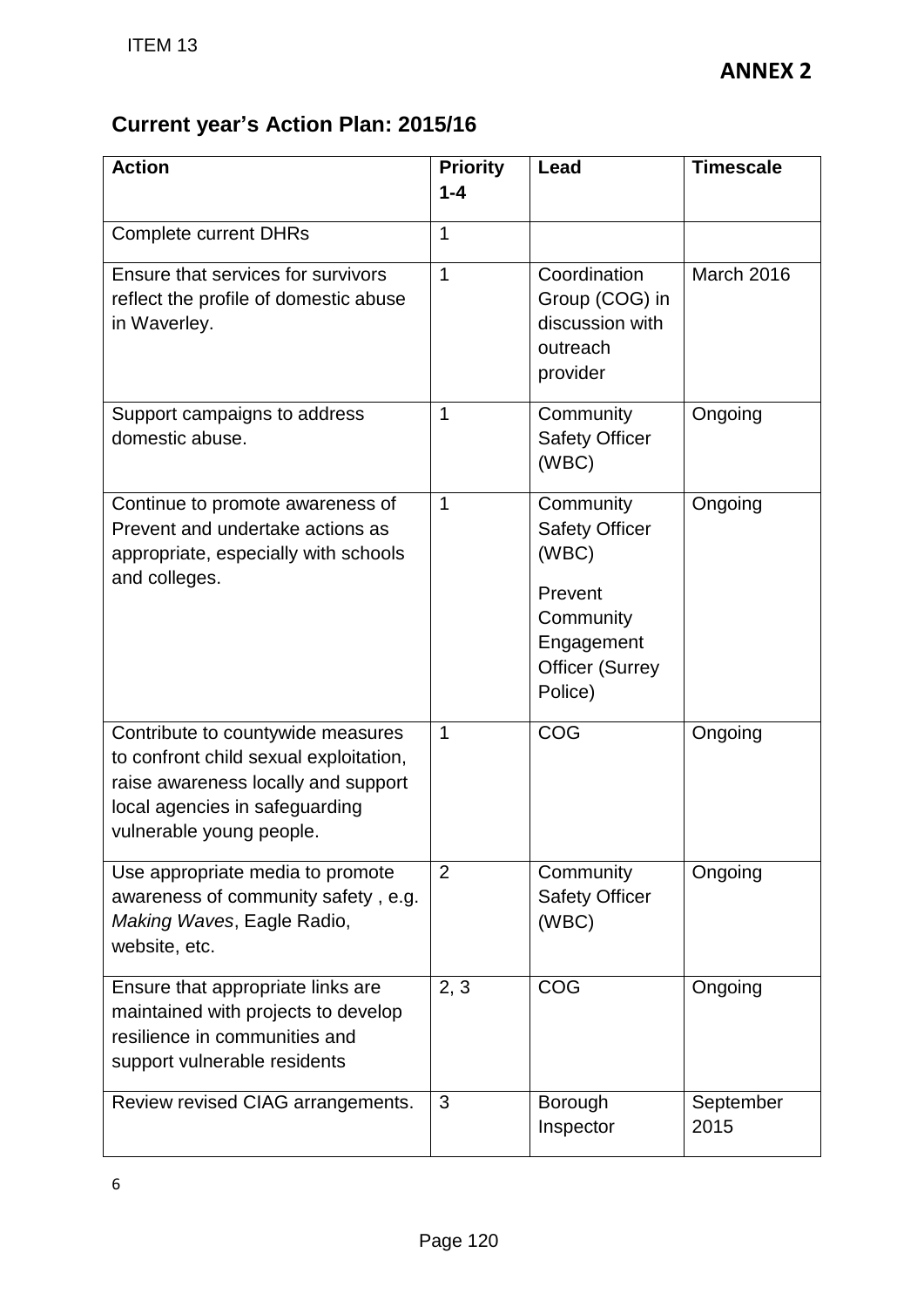**ANNEX 2**

## Current year's Action Plan: 2015/16

| Action | Priority 1-4 | Lead | Timescale |
|---|---|---|---|
| Complete current DHRs | 1 | | |
| Ensure that services for survivors reflect the profile of domestic abuse in Waverley. | 1 | Coordination Group (COG) in discussion with outreach provider | March 2016 |
| Support campaigns to address domestic abuse. | 1 | Community Safety Officer (WBC) | Ongoing |
| Continue to promote awareness of Prevent and undertake actions as appropriate, especially with schools and colleges. | 1 | Community Safety Officer (WBC)<br><br>Prevent Community Engagement Officer (Surrey Police) | Ongoing |
| Contribute to countywide measures to confront child sexual exploitation, raise awareness locally and support local agencies in safeguarding vulnerable young people. | 1 | COG | Ongoing |
| Use appropriate media to promote awareness of community safety , e.g. *Making Waves*, Eagle Radio, website, etc. | 2 | Community Safety Officer (WBC) | Ongoing |
| Ensure that appropriate links are maintained with projects to develop resilience in communities and support vulnerable residents | 2, 3 | COG | Ongoing |
| Review revised CIAG arrangements. | 3 | Borough Inspector | September 2015 |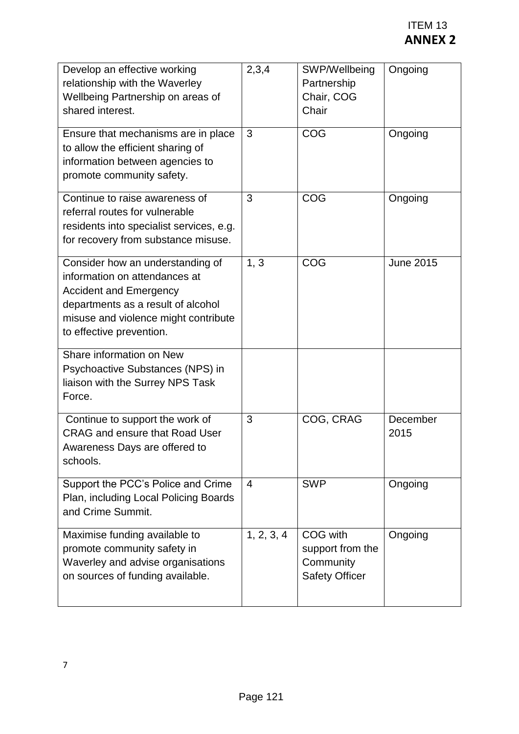| Develop an effective working relationship with the Waverley Wellbeing Partnership on areas of shared interest. | 2,3,4 | SWP/Wellbeing Partnership Chair, COG Chair | Ongoing |
|---|---|---|---|
| Ensure that mechanisms are in place to allow the efficient sharing of information between agencies to promote community safety. | 3 | COG | Ongoing |
| Continue to raise awareness of referral routes for vulnerable residents into specialist services, e.g. for recovery from substance misuse. | 3 | COG | Ongoing |
| Consider how an understanding of information on attendances at Accident and Emergency departments as a result of alcohol misuse and violence might contribute to effective prevention. | 1, 3 | COG | June 2015 |
| Share information on New Psychoactive Substances (NPS) in liaison with the Surrey NPS Task Force. | | | |
| Continue to support the work of CRAG and ensure that Road User Awareness Days are offered to schools. | 3 | COG, CRAG | December 2015 |
| Support the PCC's Police and Crime Plan, including Local Policing Boards and Crime Summit. | 4 | SWP | Ongoing |
| Maximise funding available to promote community safety in Waverley and advise organisations on sources of funding available. | 1, 2, 3, 4 | COG with support from the Community Safety Officer | Ongoing |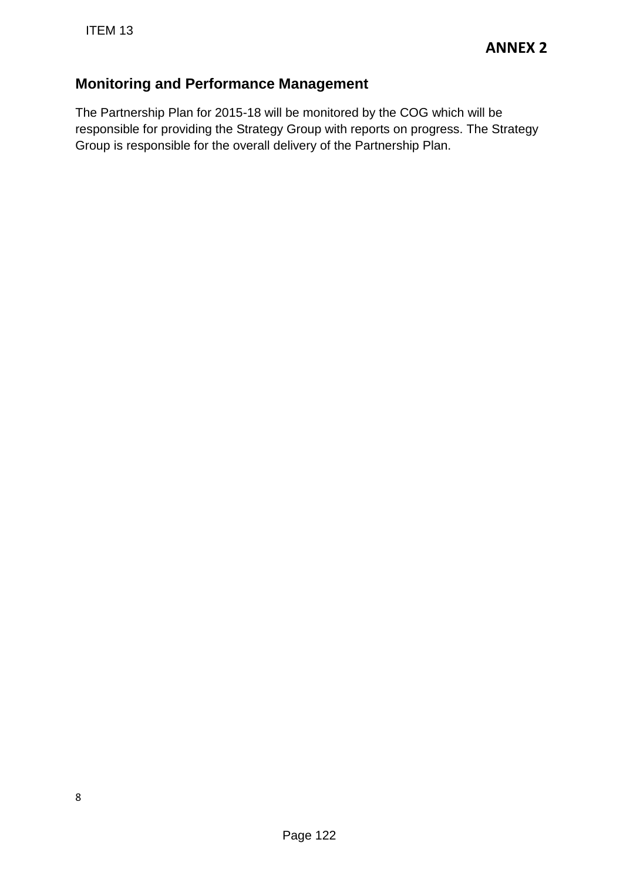**ANNEX 2**

## Monitoring and Performance Management

The Partnership Plan for 2015-18 will be monitored by the COG which will be responsible for providing the Strategy Group with reports on progress. The Strategy Group is responsible for the overall delivery of the Partnership Plan.